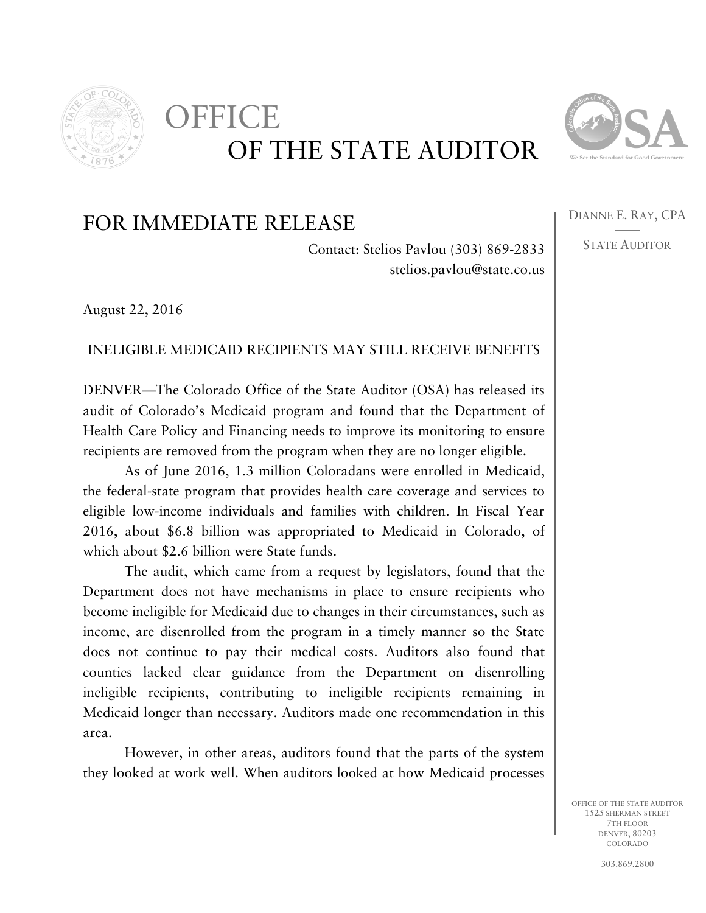# OFFICE OF THE STATE AUDITOR

DIANNE E. RAY, CPA

STATE AUDITOR

## FOR IMMEDIATE RELEASE

Contact: Stelios Pavlou (303) 869-2833
stelios.pavlou@state.co.us

August 22, 2016

### INELIGIBLE MEDICAID RECIPIENTS MAY STILL RECEIVE BENEFITS

DENVER—The Colorado Office of the State Auditor (OSA) has released its audit of Colorado's Medicaid program and found that the Department of Health Care Policy and Financing needs to improve its monitoring to ensure recipients are removed from the program when they are no longer eligible.

As of June 2016, 1.3 million Coloradans were enrolled in Medicaid, the federal-state program that provides health care coverage and services to eligible low-income individuals and families with children. In Fiscal Year 2016, about $6.8 billion was appropriated to Medicaid in Colorado, of which about $2.6 billion were State funds.

The audit, which came from a request by legislators, found that the Department does not have mechanisms in place to ensure recipients who become ineligible for Medicaid due to changes in their circumstances, such as income, are disenrolled from the program in a timely manner so the State does not continue to pay their medical costs. Auditors also found that counties lacked clear guidance from the Department on disenrolling ineligible recipients, contributing to ineligible recipients remaining in Medicaid longer than necessary. Auditors made one recommendation in this area.

However, in other areas, auditors found that the parts of the system they looked at work well. When auditors looked at how Medicaid processes

OFFICE OF THE STATE AUDITOR
1525 SHERMAN STREET
7TH FLOOR
DENVER, 80203
COLORADO

303.869.2800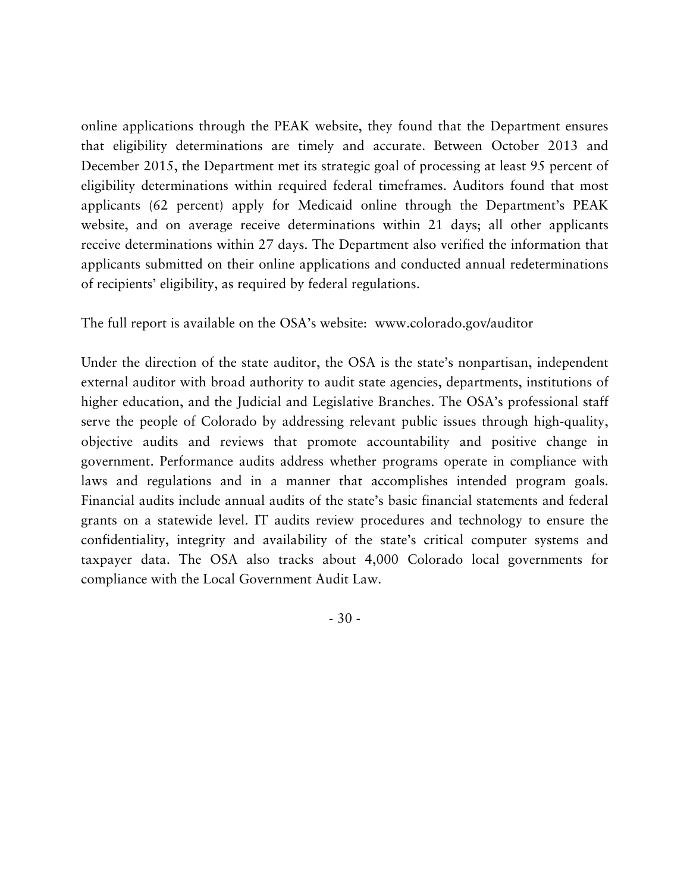online applications through the PEAK website, they found that the Department ensures that eligibility determinations are timely and accurate. Between October 2013 and December 2015, the Department met its strategic goal of processing at least 95 percent of eligibility determinations within required federal timeframes. Auditors found that most applicants (62 percent) apply for Medicaid online through the Department's PEAK website, and on average receive determinations within 21 days; all other applicants receive determinations within 27 days. The Department also verified the information that applicants submitted on their online applications and conducted annual redeterminations of recipients' eligibility, as required by federal regulations.

The full report is available on the OSA's website: www.colorado.gov/auditor

Under the direction of the state auditor, the OSA is the state's nonpartisan, independent external auditor with broad authority to audit state agencies, departments, institutions of higher education, and the Judicial and Legislative Branches. The OSA's professional staff serve the people of Colorado by addressing relevant public issues through high-quality, objective audits and reviews that promote accountability and positive change in government. Performance audits address whether programs operate in compliance with laws and regulations and in a manner that accomplishes intended program goals. Financial audits include annual audits of the state's basic financial statements and federal grants on a statewide level. IT audits review procedures and technology to ensure the confidentiality, integrity and availability of the state's critical computer systems and taxpayer data. The OSA also tracks about 4,000 Colorado local governments for compliance with the Local Government Audit Law.